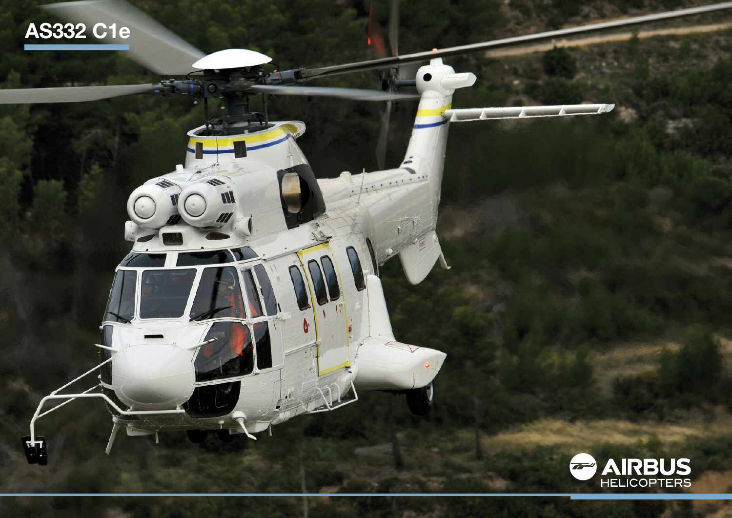# AS332 C1e

AIRBUS HELICOPTERS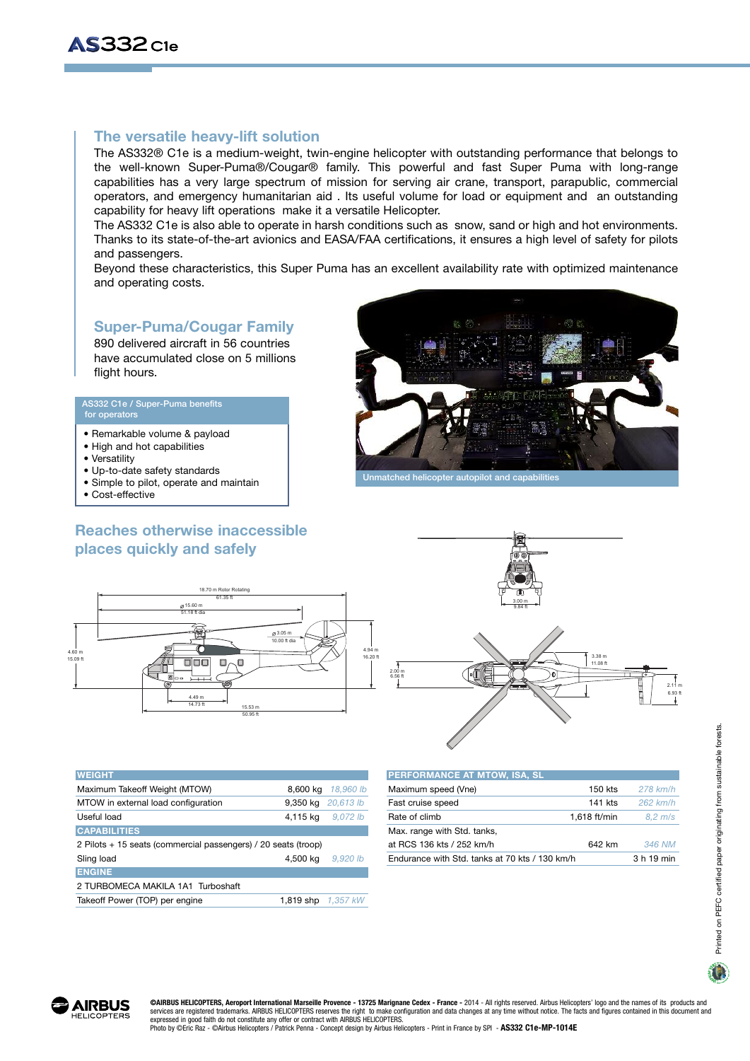# AS332 C1e

## The versatile heavy-lift solution

The AS332® C1e is a medium-weight, twin-engine helicopter with outstanding performance that belongs to the well-known Super-Puma®/Cougar® family. This powerful and fast Super Puma with long-range capabilities has a very large spectrum of mission for serving air crane, transport, parapublic, commercial operators, and emergency humanitarian aid . Its useful volume for load or equipment and an outstanding capability for heavy lift operations make it a versatile Helicopter.

The AS332 C1e is also able to operate in harsh conditions such as snow, sand or high and hot environments. Thanks to its state-of-the-art avionics and EASA/FAA certifications, it ensures a high level of safety for pilots and passengers.

Beyond these characteristics, this Super Puma has an excellent availability rate with optimized maintenance and operating costs.

## Super-Puma/Cougar Family

890 delivered aircraft in 56 countries have accumulated close on 5 millions flight hours.

**AS332 C1e / Super-Puma benefits for operators**

- Remarkable volume & payload
- High and hot capabilities
- Versatility
- Up-to-date safety standards
- Simple to pilot, operate and maintain
- Cost-effective

Unmatched helicopter autopilot and capabilities

## Reaches otherwise inaccessible places quickly and safely

18.70 m Rotor Rotating
61.35 ft
⌀ 15.60 m
51.18 ft dia
⌀ 3.05 m
10.00 ft dia
4.60 m
15.09 ft
4.94 m
16.20 ft
4.49 m
14.73 ft
15.53 m
50.95 ft
3.00 m
9.84 ft
2.00 m
6.56 ft
3.38 m
11.08 ft
2.11 m
6.93 ft

| WEIGHT | | |
|---|---|---|
| Maximum Takeoff Weight (MTOW) | 8,600 kg | *18,960 lb* |
| MTOW in external load configuration | 9,350 kg | *20,613 lb* |
| Useful load | 4,115 kg | *9,072 lb* |
| **CAPABILITIES** | | |
| 2 Pilots + 15 seats (commercial passengers) / 20 seats (troop) | | |
| Sling load | 4,500 kg | *9,920 lb* |
| **ENGINE** | | |
| 2 TURBOMECA MAKILA 1A1 Turboshaft | | |
| Takeoff Power (TOP) per engine | 1,819 shp | *1,357 kW* |

| PERFORMANCE AT MTOW, ISA, SL | | |
|---|---|---|
| Maximum speed (Vne) | 150 kts | *278 km/h* |
| Fast cruise speed | 141 kts | *262 km/h* |
| Rate of climb | 1,618 ft/min | *8,2 m/s* |
| Max. range with Std. tanks, at RCS 136 kts / 252 km/h | 642 km | *346 NM* |
| Endurance with Std. tanks at 70 kts / 130 km/h | | 3 h 19 min |

AIRBUS HELICOPTERS

**©AIRBUS HELICOPTERS, Aeroport International Marseille Provence - 13725 Marignane Cedex - France -** 2014 - All rights reserved. Airbus Helicopters' logo and the names of its products and services are registered trademarks. AIRBUS HELICOPTERS reserves the right to make configuration and data changes at any time without notice. The facts and figures contained in this document and expressed in good faith do not constitute any offer or contract with AIRBUS HELICOPTERS.
Photo by ©Eric Raz - ©Airbus Helicopters / Patrick Penna - Concept design by Airbus Helicopters - Print in France by SPI - **AS332 C1e-MP-1014E**

Printed on PEFC certified paper originating from sustainable forests.